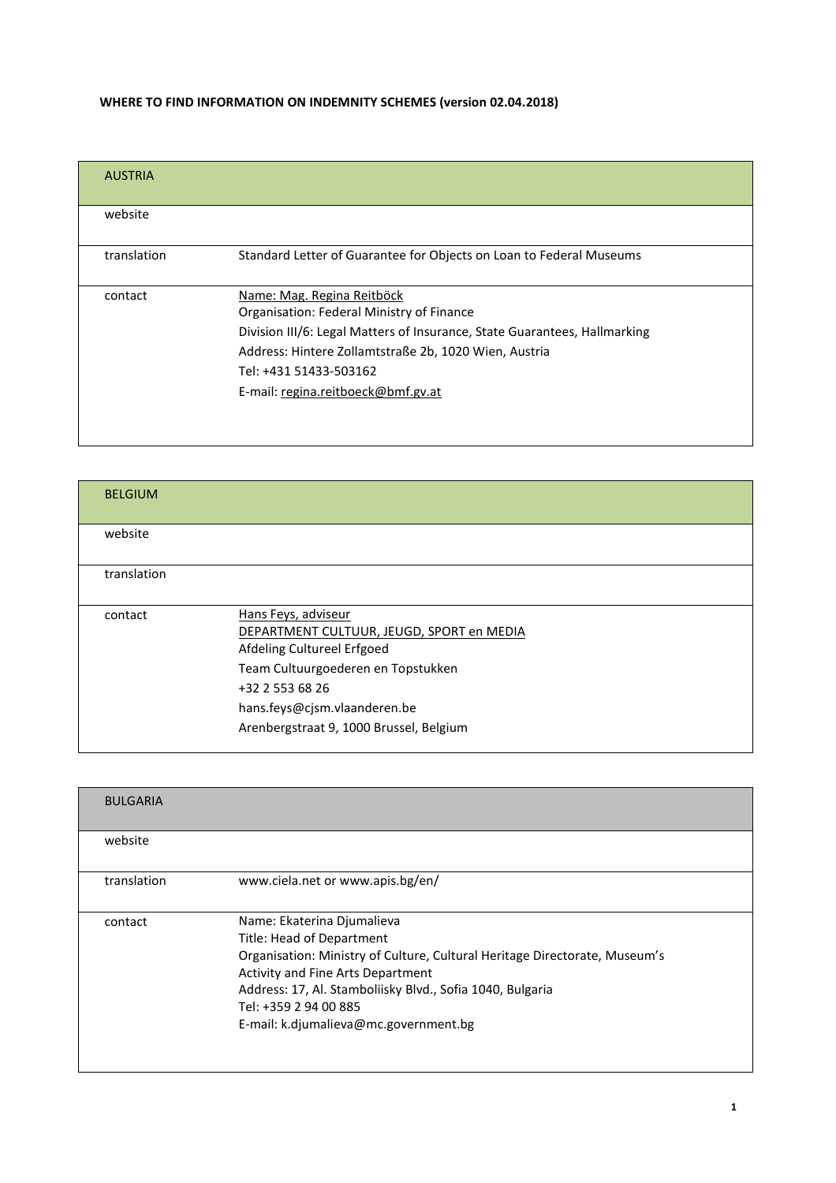**WHERE TO FIND INFORMATION ON INDEMNITY SCHEMES (version 02.04.2018)**

| AUSTRIA | |
|---|---|
| website | |
| translation | Standard Letter of Guarantee for Objects on Loan to Federal Museums |
| contact | Name: Mag. Regina Reitböck<br>Organisation: Federal Ministry of Finance<br>Division III/6: Legal Matters of Insurance, State Guarantees, Hallmarking<br>Address: Hintere Zollamtstraße 2b, 1020 Wien, Austria<br>Tel: +431 51433-503162<br>E-mail: regina.reitboeck@bmf.gv.at |

| BELGIUM | |
|---|---|
| website | |
| translation | |
| contact | Hans Feys, adviseur<br>DEPARTMENT CULTUUR, JEUGD, SPORT en MEDIA<br>Afdeling Cultureel Erfgoed<br>Team Cultuurgoederen en Topstukken<br>+32 2 553 68 26<br>hans.feys@cjsm.vlaanderen.be<br>Arenbergstraat 9, 1000 Brussel, Belgium |

| BULGARIA | |
|---|---|
| website | |
| translation | www.ciela.net or www.apis.bg/en/ |
| contact | Name: Ekaterina Djumalieva<br>Title: Head of Department<br>Organisation: Ministry of Culture, Cultural Heritage Directorate, Museum's Activity and Fine Arts Department<br>Address: 17, Al. Stamboliisky Blvd., Sofia 1040, Bulgaria<br>Tel: +359 2 94 00 885<br>E-mail: k.djumalieva@mc.government.bg |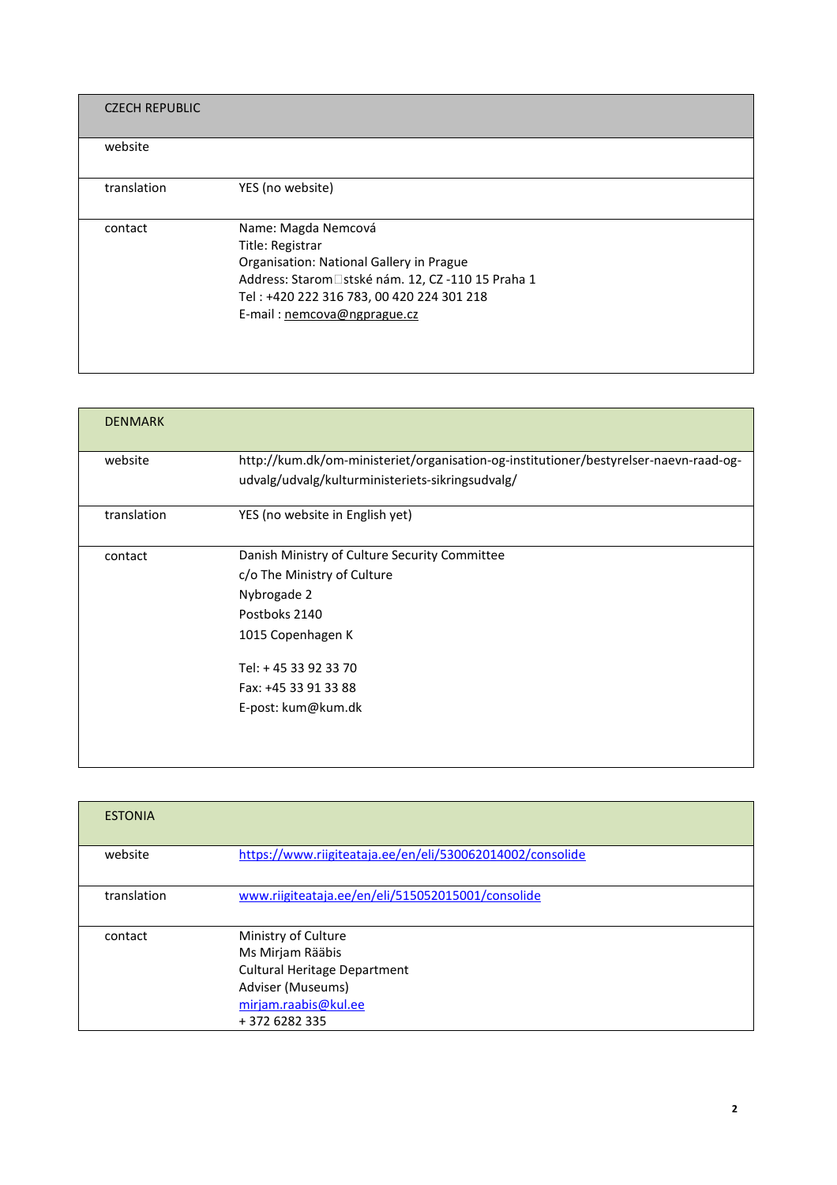| CZECH REPUBLIC | |
|---|---|
| website | |
| translation | YES (no website) |
| contact | Name: Magda Nemcová<br>Title: Registrar<br>Organisation: National Gallery in Prague<br>Address: Starom□stské nám. 12, CZ -110 15 Praha 1<br>Tel : +420 222 316 783, 00 420 224 301 218<br>E-mail : nemcova@ngprague.cz |

| DENMARK | |
|---|---|
| website | http://kum.dk/om-ministeriet/organisation-og-institutioner/bestyrelser-naevn-raad-og-udvalg/udvalg/kulturministeriets-sikringsudvalg/ |
| translation | YES (no website in English yet) |
| contact | Danish Ministry of Culture Security Committee<br>c/o The Ministry of Culture<br>Nybrogade 2<br>Postboks 2140<br>1015 Copenhagen K<br><br>Tel: + 45 33 92 33 70<br>Fax: +45 33 91 33 88<br>E-post: kum@kum.dk |

| ESTONIA | |
|---|---|
| website | https://www.riigiteataja.ee/en/eli/530062014002/consolide |
| translation | www.riigiteataja.ee/en/eli/515052015001/consolide |
| contact | Ministry of Culture<br>Ms Mirjam Rääbis<br>Cultural Heritage Department<br>Adviser (Museums)<br>mirjam.raabis@kul.ee<br>+ 372 6282 335 |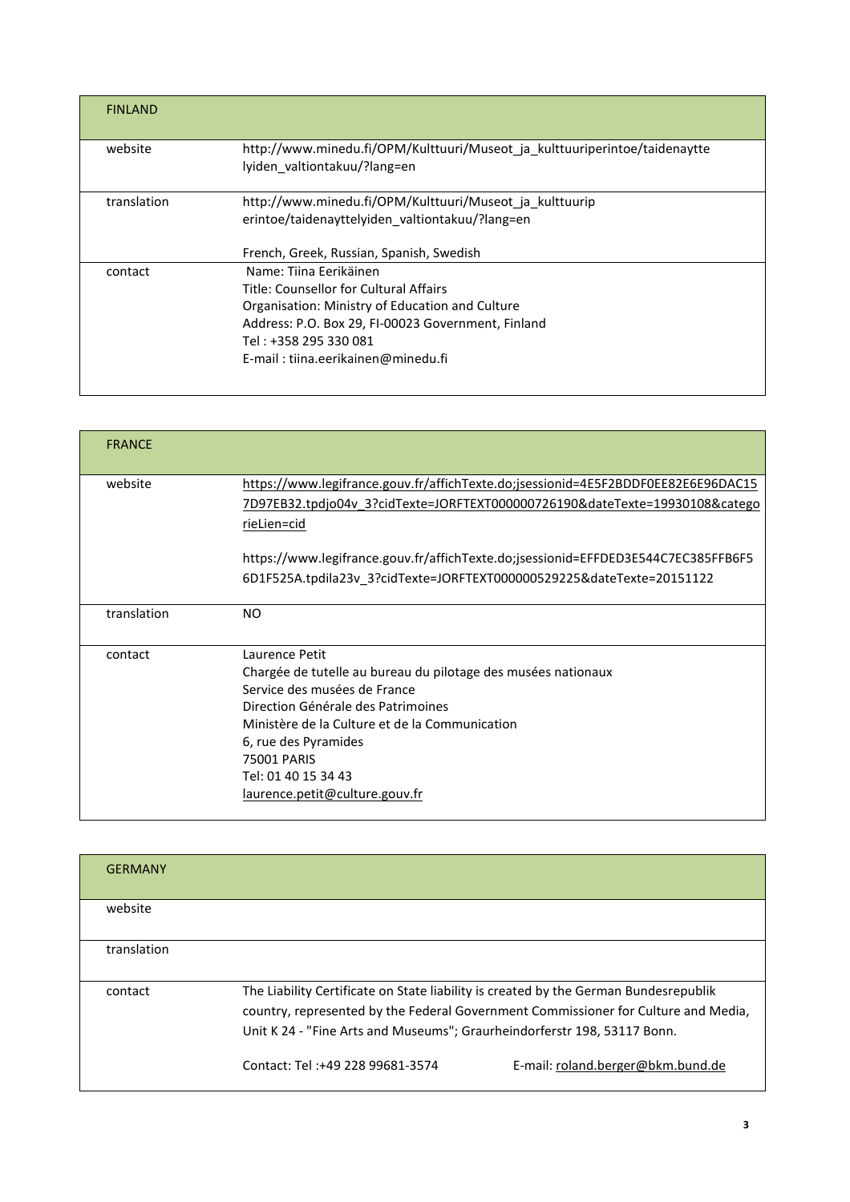| FINLAND | |
|---|---|
| website | http://www.minedu.fi/OPM/Kulttuuri/Museot_ja_kulttuuriperintoe/taidenaytte lyiden_valtiontakuu/?lang=en |
| translation | http://www.minedu.fi/OPM/Kulttuuri/Museot_ja_kulttuurip erintoe/taidenayttelyiden_valtiontakuu/?lang=en<br><br>French, Greek, Russian, Spanish, Swedish |
| contact | Name: Tiina Eerikäinen<br>Title: Counsellor for Cultural Affairs<br>Organisation: Ministry of Education and Culture<br>Address: P.O. Box 29, FI-00023 Government, Finland<br>Tel : +358 295 330 081<br>E-mail : tiina.eerikainen@minedu.fi |

| FRANCE | |
|---|---|
| website | https://www.legifrance.gouv.fr/affichTexte.do;jsessionid=4E5F2BDDF0EE82E6E96DAC15 7D97EB32.tpdjo04v_3?cidTexte=JORFTEXT000000726190&dateTexte=19930108&catego rieLien=cid<br><br>https://www.legifrance.gouv.fr/affichTexte.do;jsessionid=EFFDED3E544C7EC385FFB6F5 6D1F525A.tpdila23v_3?cidTexte=JORFTEXT000000529225&dateTexte=20151122 |
| translation | NO |
| contact | Laurence Petit<br>Chargée de tutelle au bureau du pilotage des musées nationaux<br>Service des musées de France<br>Direction Générale des Patrimoines<br>Ministère de la Culture et de la Communication<br>6, rue des Pyramides<br>75001 PARIS<br>Tel: 01 40 15 34 43<br>laurence.petit@culture.gouv.fr |

| GERMANY | |
|---|---|
| website | |
| translation | |
| contact | The Liability Certificate on State liability is created by the German Bundesrepublik country, represented by the Federal Government Commissioner for Culture and Media, Unit K 24 - "Fine Arts and Museums"; Graurheindorferstr 198, 53117 Bonn.<br><br>Contact: Tel :+49 228 99681-3574 E-mail: roland.berger@bkm.bund.de |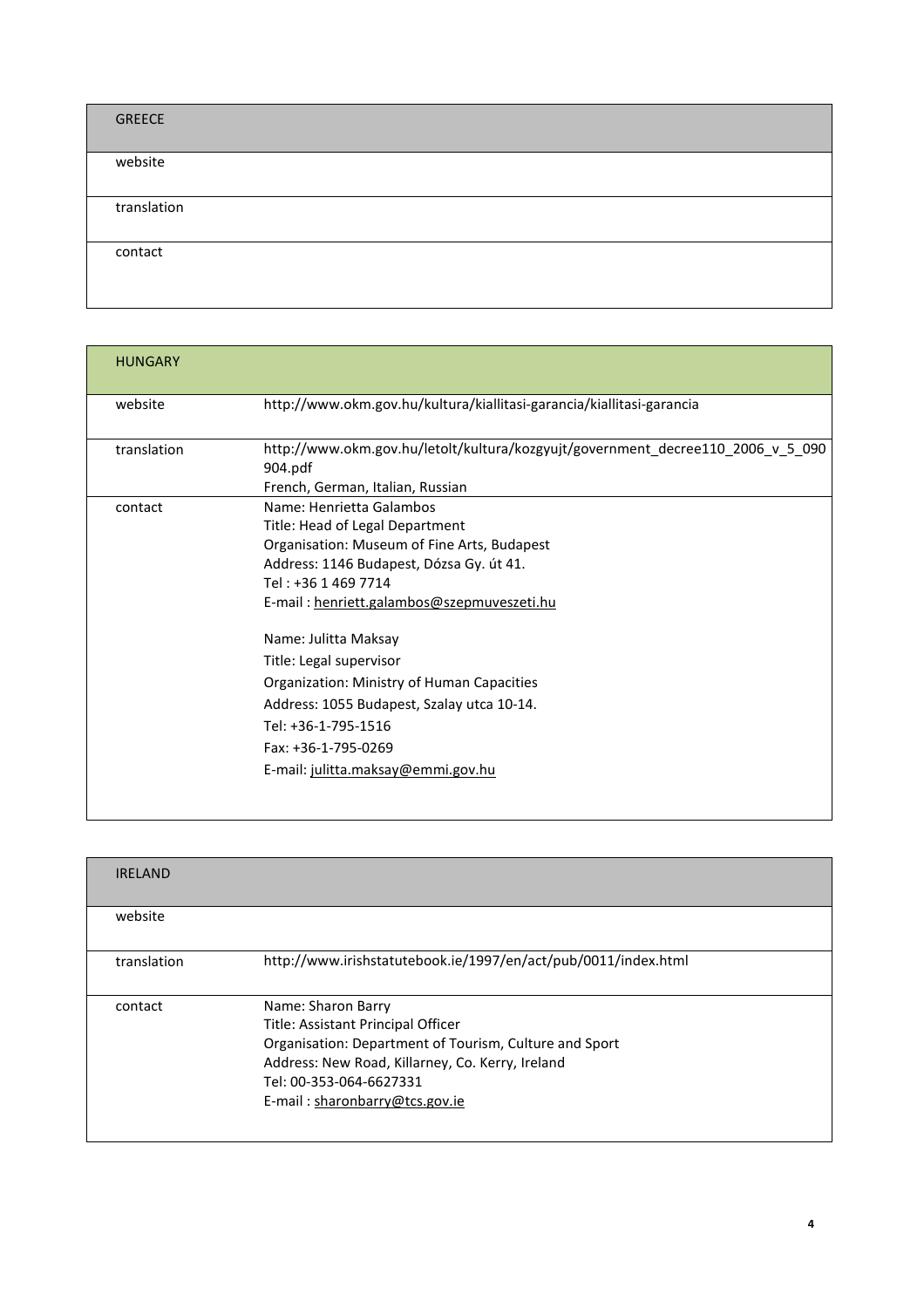| GREECE | |
|---|---|
| website | |
| translation | |
| contact | |

| HUNGARY | |
|---|---|
| website | http://www.okm.gov.hu/kultura/kiallitasi-garancia/kiallitasi-garancia |
| translation | http://www.okm.gov.hu/letolt/kultura/kozgyujt/government_decree110_2006_v_5_090904.pdf<br>French, German, Italian, Russian |
| contact | Name: Henrietta Galambos<br>Title: Head of Legal Department<br>Organisation: Museum of Fine Arts, Budapest<br>Address: 1146 Budapest, Dózsa Gy. út 41.<br>Tel : +36 1 469 7714<br>E-mail : henriett.galambos@szepmuveszeti.hu<br><br>Name: Julitta Maksay<br>Title: Legal supervisor<br>Organization: Ministry of Human Capacities<br>Address: 1055 Budapest, Szalay utca 10-14.<br>Tel: +36-1-795-1516<br>Fax: +36-1-795-0269<br>E-mail: julitta.maksay@emmi.gov.hu |

| IRELAND | |
|---|---|
| website | |
| translation | http://www.irishstatutebook.ie/1997/en/act/pub/0011/index.html |
| contact | Name: Sharon Barry<br>Title: Assistant Principal Officer<br>Organisation: Department of Tourism, Culture and Sport<br>Address: New Road, Killarney, Co. Kerry, Ireland<br>Tel: 00-353-064-6627331<br>E-mail : sharonbarry@tcs.gov.ie |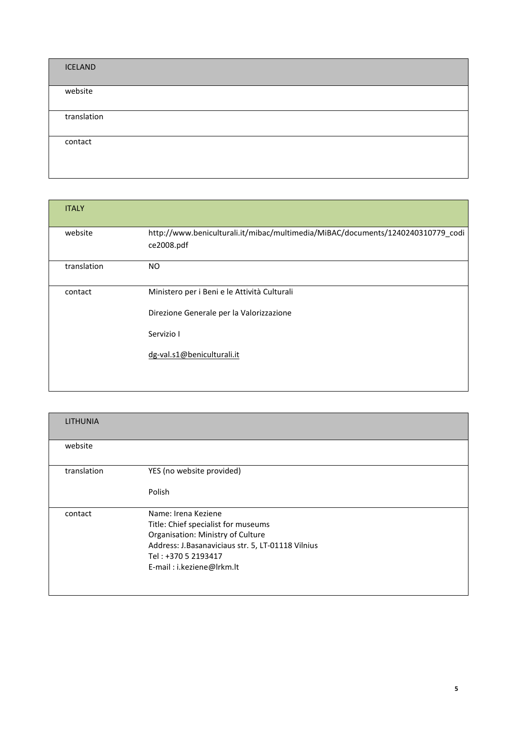| ICELAND | |
|---|---|
| website | |
| translation | |
| contact | |

| ITALY | |
|---|---|
| website | http://www.beniculturali.it/mibac/multimedia/MiBAC/documents/1240240310779_codice2008.pdf |
| translation | NO |
| contact | Ministero per i Beni e le Attività Culturali<br><br>Direzione Generale per la Valorizzazione<br><br>Servizio I<br><br>dg-val.s1@beniculturali.it |

| LITHUNIA | |
|---|---|
| website | |
| translation | YES (no website provided)<br><br>Polish |
| contact | Name: Irena Keziene<br>Title: Chief specialist for museums<br>Organisation: Ministry of Culture<br>Address: J.Basanaviciaus str. 5, LT-01118 Vilnius<br>Tel : +370 5 2193417<br>E-mail : i.keziene@lrkm.lt |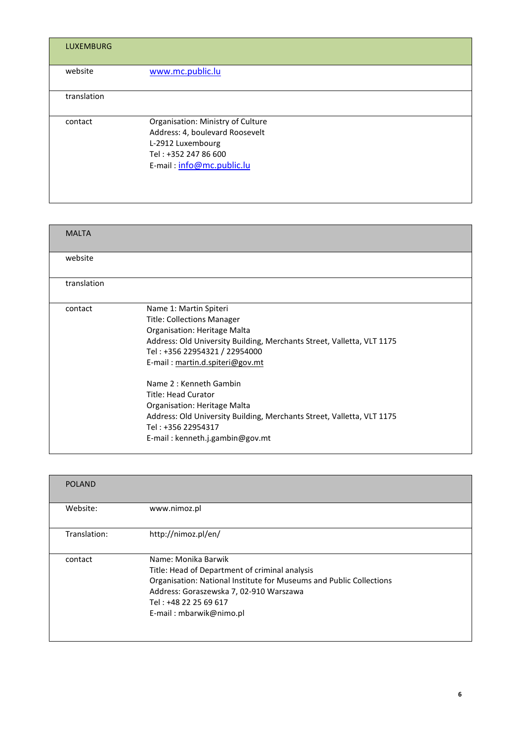| LUXEMBURG | |
|---|---|
| website | www.mc.public.lu |
| translation | |
| contact | Organisation: Ministry of Culture<br>Address: 4, boulevard Roosevelt<br>L-2912 Luxembourg<br>Tel : +352 247 86 600<br>E-mail : info@mc.public.lu |

| MALTA | |
|---|---|
| website | |
| translation | |
| contact | Name 1: Martin Spiteri<br>Title: Collections Manager<br>Organisation: Heritage Malta<br>Address: Old University Building, Merchants Street, Valletta, VLT 1175<br>Tel : +356 22954321 / 22954000<br>E-mail : martin.d.spiteri@gov.mt<br><br>Name 2 : Kenneth Gambin<br>Title: Head Curator<br>Organisation: Heritage Malta<br>Address: Old University Building, Merchants Street, Valletta, VLT 1175<br>Tel : +356 22954317<br>E-mail : kenneth.j.gambin@gov.mt |

| POLAND | |
|---|---|
| Website: | www.nimoz.pl |
| Translation: | http://nimoz.pl/en/ |
| contact | Name: Monika Barwik<br>Title: Head of Department of criminal analysis<br>Organisation: National Institute for Museums and Public Collections<br>Address: Goraszewska 7, 02-910 Warszawa<br>Tel : +48 22 25 69 617<br>E-mail : mbarwik@nimo.pl |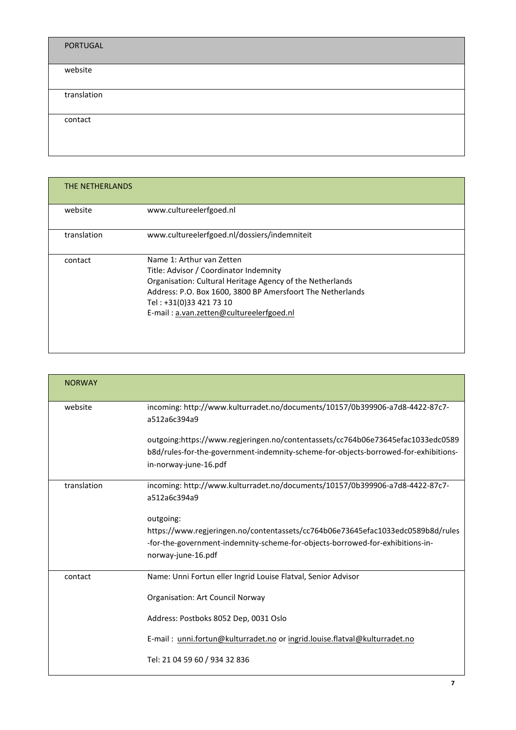| PORTUGAL | |
|---|---|
| website | |
| translation | |
| contact | |

| THE NETHERLANDS | |
|---|---|
| website | www.cultureelerfgoed.nl |
| translation | www.cultureelerfgoed.nl/dossiers/indemniteit |
| contact | Name 1: Arthur van Zetten<br>Title: Advisor / Coordinator Indemnity<br>Organisation: Cultural Heritage Agency of the Netherlands<br>Address: P.O. Box 1600, 3800 BP Amersfoort The Netherlands<br>Tel : +31(0)33 421 73 10<br>E-mail : a.van.zetten@cultureelerfgoed.nl |

| NORWAY | |
|---|---|
| website | incoming: http://www.kulturradet.no/documents/10157/0b399906-a7d8-4422-87c7-a512a6c394a9<br><br>outgoing:https://www.regjeringen.no/contentassets/cc764b06e73645efac1033edc0589b8d/rules-for-the-government-indemnity-scheme-for-objects-borrowed-for-exhibitions-in-norway-june-16.pdf |
| translation | incoming: http://www.kulturradet.no/documents/10157/0b399906-a7d8-4422-87c7-a512a6c394a9<br><br>outgoing:<br>https://www.regjeringen.no/contentassets/cc764b06e73645efac1033edc0589b8d/rules-for-the-government-indemnity-scheme-for-objects-borrowed-for-exhibitions-in-norway-june-16.pdf |
| contact | Name: Unni Fortun eller Ingrid Louise Flatval, Senior Advisor<br><br>Organisation: Art Council Norway<br><br>Address: Postboks 8052 Dep, 0031 Oslo<br><br>E-mail : unni.fortun@kulturradet.no or ingrid.louise.flatval@kulturradet.no<br><br>Tel: 21 04 59 60 / 934 32 836 |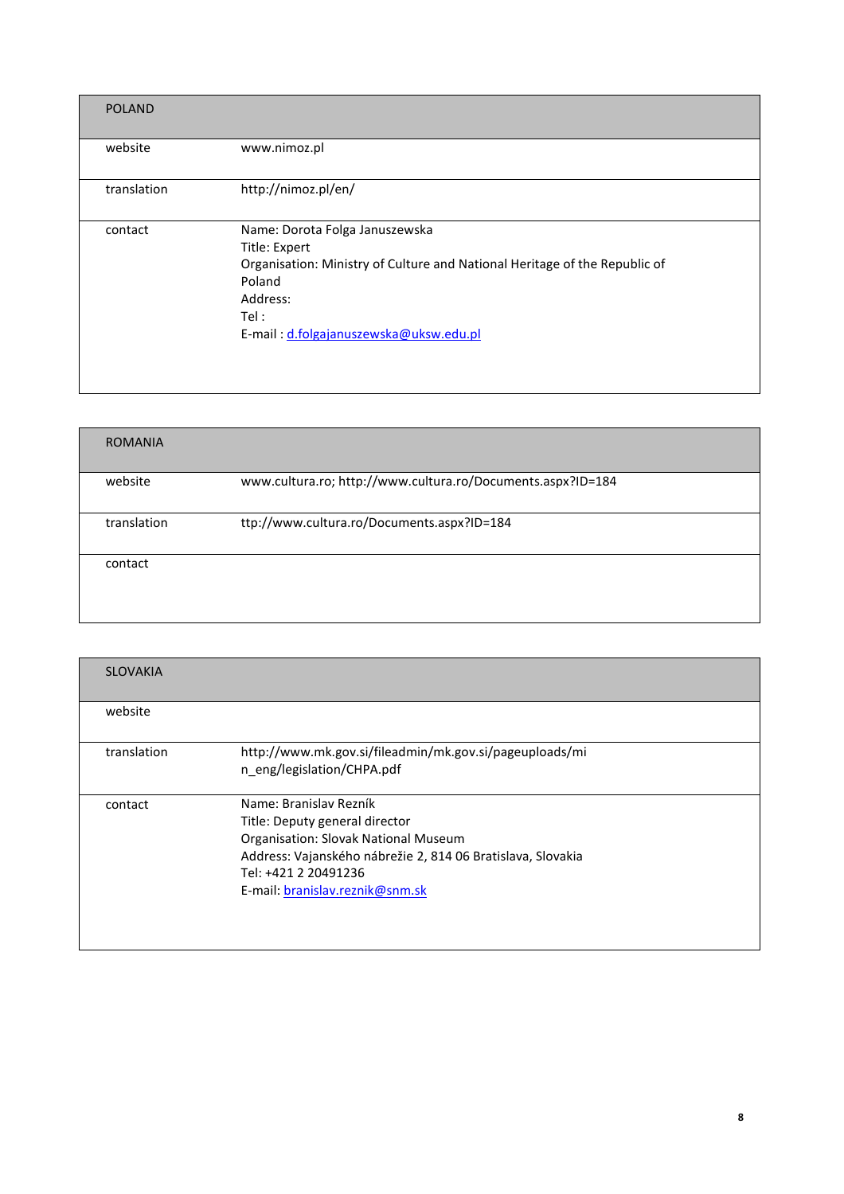| POLAND | |
|---|---|
| website | www.nimoz.pl |
| translation | http://nimoz.pl/en/ |
| contact | Name: Dorota Folga Januszewska<br>Title: Expert<br>Organisation: Ministry of Culture and National Heritage of the Republic of Poland<br>Address:<br>Tel :<br>E-mail : d.folgajanuszewska@uksw.edu.pl |

| ROMANIA | |
|---|---|
| website | www.cultura.ro; http://www.cultura.ro/Documents.aspx?ID=184 |
| translation | ttp://www.cultura.ro/Documents.aspx?ID=184 |
| contact | |

| SLOVAKIA | |
|---|---|
| website | |
| translation | http://www.mk.gov.si/fileadmin/mk.gov.si/pageuploads/min_eng/legislation/CHPA.pdf |
| contact | Name: Branislav Rezník<br>Title: Deputy general director<br>Organisation: Slovak National Museum<br>Address: Vajanského nábrežie 2, 814 06 Bratislava, Slovakia<br>Tel: +421 2 20491236<br>E-mail: branislav.reznik@snm.sk |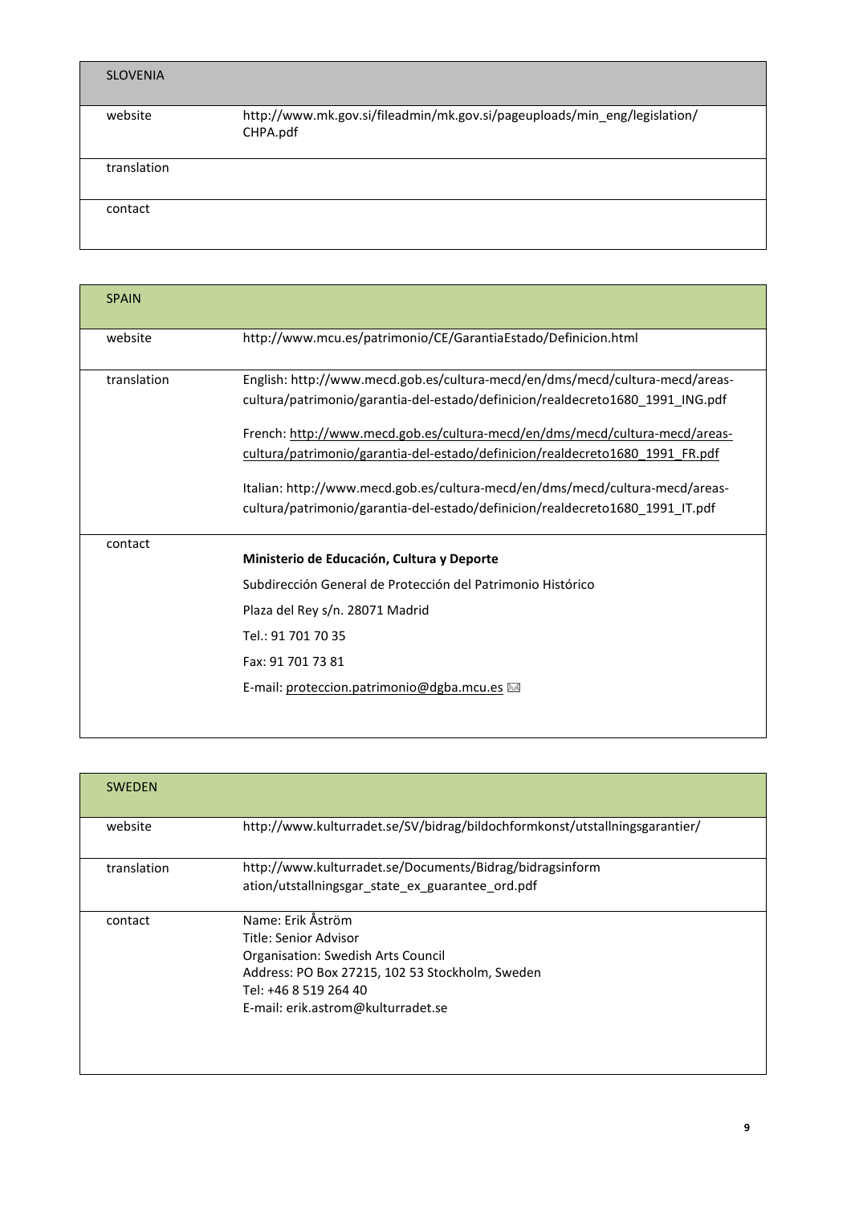| SLOVENIA | |
|---|---|
| website | http://www.mk.gov.si/fileadmin/mk.gov.si/pageuploads/min_eng/legislation/CHPA.pdf |
| translation | |
| contact | |

| SPAIN | |
|---|---|
| website | http://www.mcu.es/patrimonio/CE/GarantiaEstado/Definicion.html |
| translation | English: http://www.mecd.gob.es/cultura-mecd/en/dms/mecd/cultura-mecd/areas-cultura/patrimonio/garantia-del-estado/definicion/realdecreto1680_1991_ING.pdf<br><br>French: http://www.mecd.gob.es/cultura-mecd/en/dms/mecd/cultura-mecd/areas-cultura/patrimonio/garantia-del-estado/definicion/realdecreto1680_1991_FR.pdf<br><br>Italian: http://www.mecd.gob.es/cultura-mecd/en/dms/mecd/cultura-mecd/areas-cultura/patrimonio/garantia-del-estado/definicion/realdecreto1680_1991_IT.pdf |
| contact | **Ministerio de Educación, Cultura y Deporte**<br>Subdirección General de Protección del Patrimonio Histórico<br>Plaza del Rey s/n. 28071 Madrid<br>Tel.: 91 701 70 35<br>Fax: 91 701 73 81<br>E-mail: proteccion.patrimonio@dgba.mcu.es |

| SWEDEN | |
|---|---|
| website | http://www.kulturradet.se/SV/bidrag/bildochformkonst/utstallningsgarantier/ |
| translation | http://www.kulturradet.se/Documents/Bidrag/bidragsinformation/utstallningsgar_state_ex_guarantee_ord.pdf |
| contact | Name: Erik Åström<br>Title: Senior Advisor<br>Organisation: Swedish Arts Council<br>Address: PO Box 27215, 102 53 Stockholm, Sweden<br>Tel: +46 8 519 264 40<br>E-mail: erik.astrom@kulturradet.se |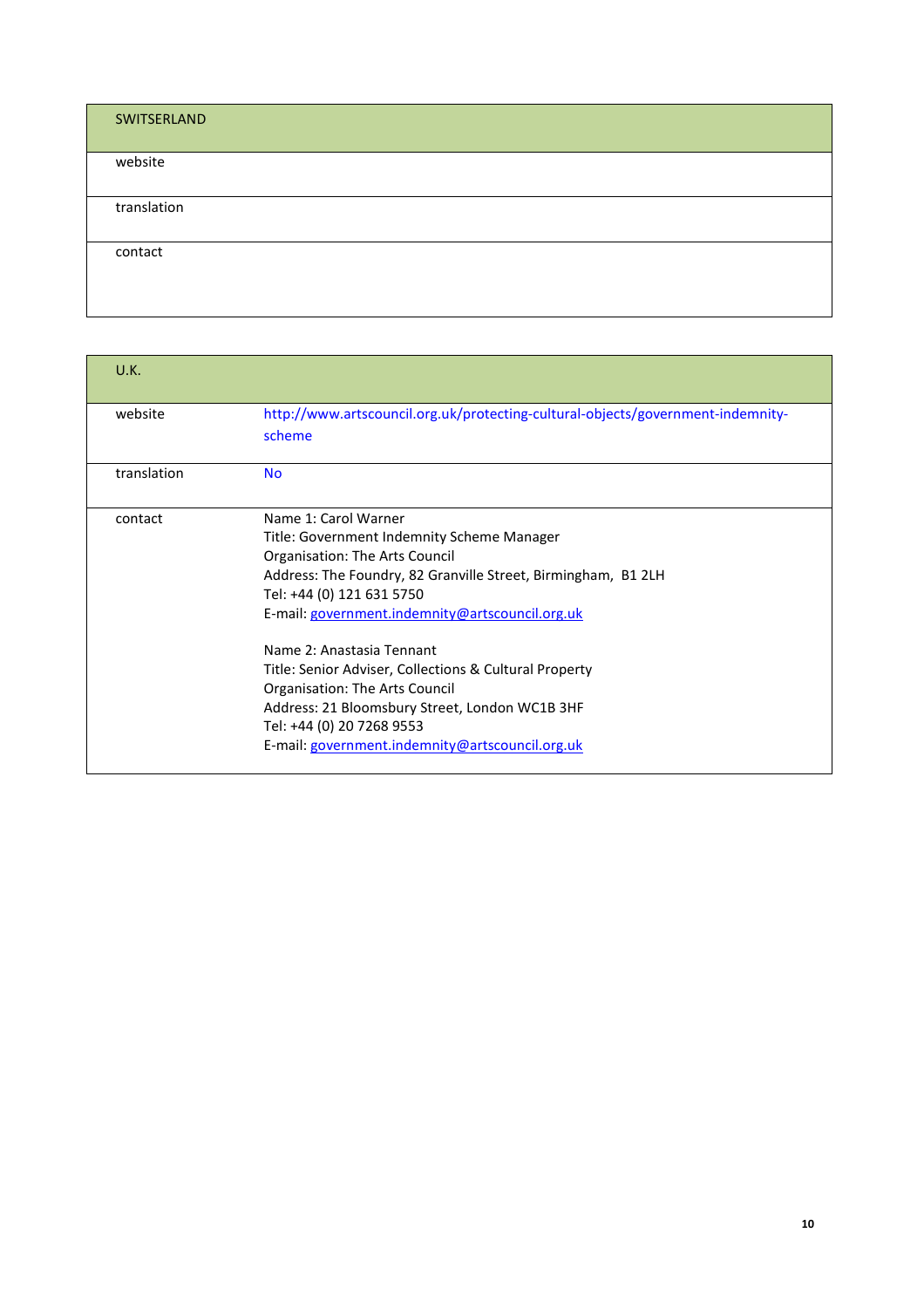| SWITZERLAND | |
|---|---|
| website | |
| translation | |
| contact | |

| U.K. | |
|---|---|
| website | http://www.artscouncil.org.uk/protecting-cultural-objects/government-indemnity-scheme |
| translation | No |
| contact | Name 1: Carol Warner<br>Title: Government Indemnity Scheme Manager<br>Organisation: The Arts Council<br>Address: The Foundry, 82 Granville Street, Birmingham, B1 2LH<br>Tel: +44 (0) 121 631 5750<br>E-mail: government.indemnity@artscouncil.org.uk<br><br>Name 2: Anastasia Tennant<br>Title: Senior Adviser, Collections & Cultural Property<br>Organisation: The Arts Council<br>Address: 21 Bloomsbury Street, London WC1B 3HF<br>Tel: +44 (0) 20 7268 9553<br>E-mail: government.indemnity@artscouncil.org.uk |